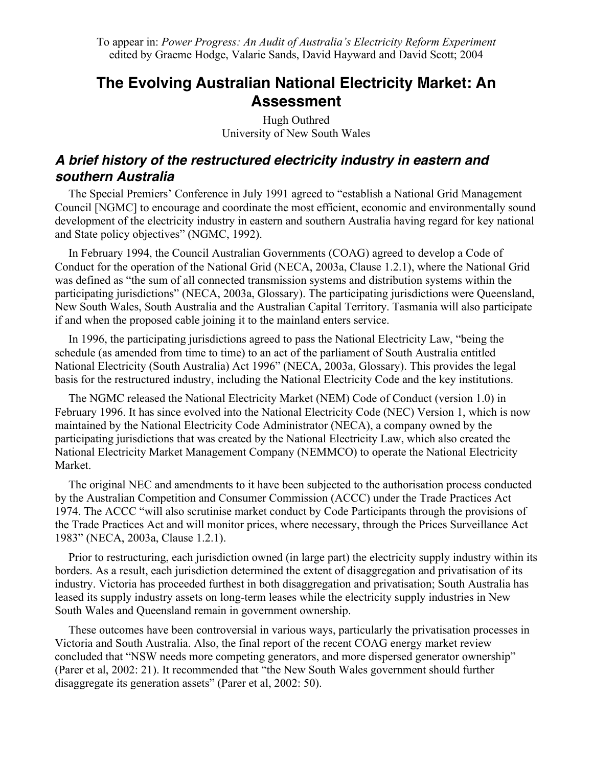To appear in: *Power Progress: An Audit of Australia's Electricity Reform Experiment* edited by Graeme Hodge, Valarie Sands, David Hayward and David Scott; 2004

# The Evolving Australian National Electricity Market: An Assessment

Hugh Outhred
University of New South Wales

## *A brief history of the restructured electricity industry in eastern and southern Australia*

The Special Premiers' Conference in July 1991 agreed to "establish a National Grid Management Council [NGMC] to encourage and coordinate the most efficient, economic and environmentally sound development of the electricity industry in eastern and southern Australia having regard for key national and State policy objectives" (NGMC, 1992).

In February 1994, the Council Australian Governments (COAG) agreed to develop a Code of Conduct for the operation of the National Grid (NECA, 2003a, Clause 1.2.1), where the National Grid was defined as "the sum of all connected transmission systems and distribution systems within the participating jurisdictions" (NECA, 2003a, Glossary). The participating jurisdictions were Queensland, New South Wales, South Australia and the Australian Capital Territory. Tasmania will also participate if and when the proposed cable joining it to the mainland enters service.

In 1996, the participating jurisdictions agreed to pass the National Electricity Law, "being the schedule (as amended from time to time) to an act of the parliament of South Australia entitled National Electricity (South Australia) Act 1996" (NECA, 2003a, Glossary). This provides the legal basis for the restructured industry, including the National Electricity Code and the key institutions.

The NGMC released the National Electricity Market (NEM) Code of Conduct (version 1.0) in February 1996. It has since evolved into the National Electricity Code (NEC) Version 1, which is now maintained by the National Electricity Code Administrator (NECA), a company owned by the participating jurisdictions that was created by the National Electricity Law, which also created the National Electricity Market Management Company (NEMMCO) to operate the National Electricity Market.

The original NEC and amendments to it have been subjected to the authorisation process conducted by the Australian Competition and Consumer Commission (ACCC) under the Trade Practices Act 1974. The ACCC "will also scrutinise market conduct by Code Participants through the provisions of the Trade Practices Act and will monitor prices, where necessary, through the Prices Surveillance Act 1983" (NECA, 2003a, Clause 1.2.1).

Prior to restructuring, each jurisdiction owned (in large part) the electricity supply industry within its borders. As a result, each jurisdiction determined the extent of disaggregation and privatisation of its industry. Victoria has proceeded furthest in both disaggregation and privatisation; South Australia has leased its supply industry assets on long-term leases while the electricity supply industries in New South Wales and Queensland remain in government ownership.

These outcomes have been controversial in various ways, particularly the privatisation processes in Victoria and South Australia. Also, the final report of the recent COAG energy market review concluded that "NSW needs more competing generators, and more dispersed generator ownership" (Parer et al, 2002: 21). It recommended that "the New South Wales government should further disaggregate its generation assets" (Parer et al, 2002: 50).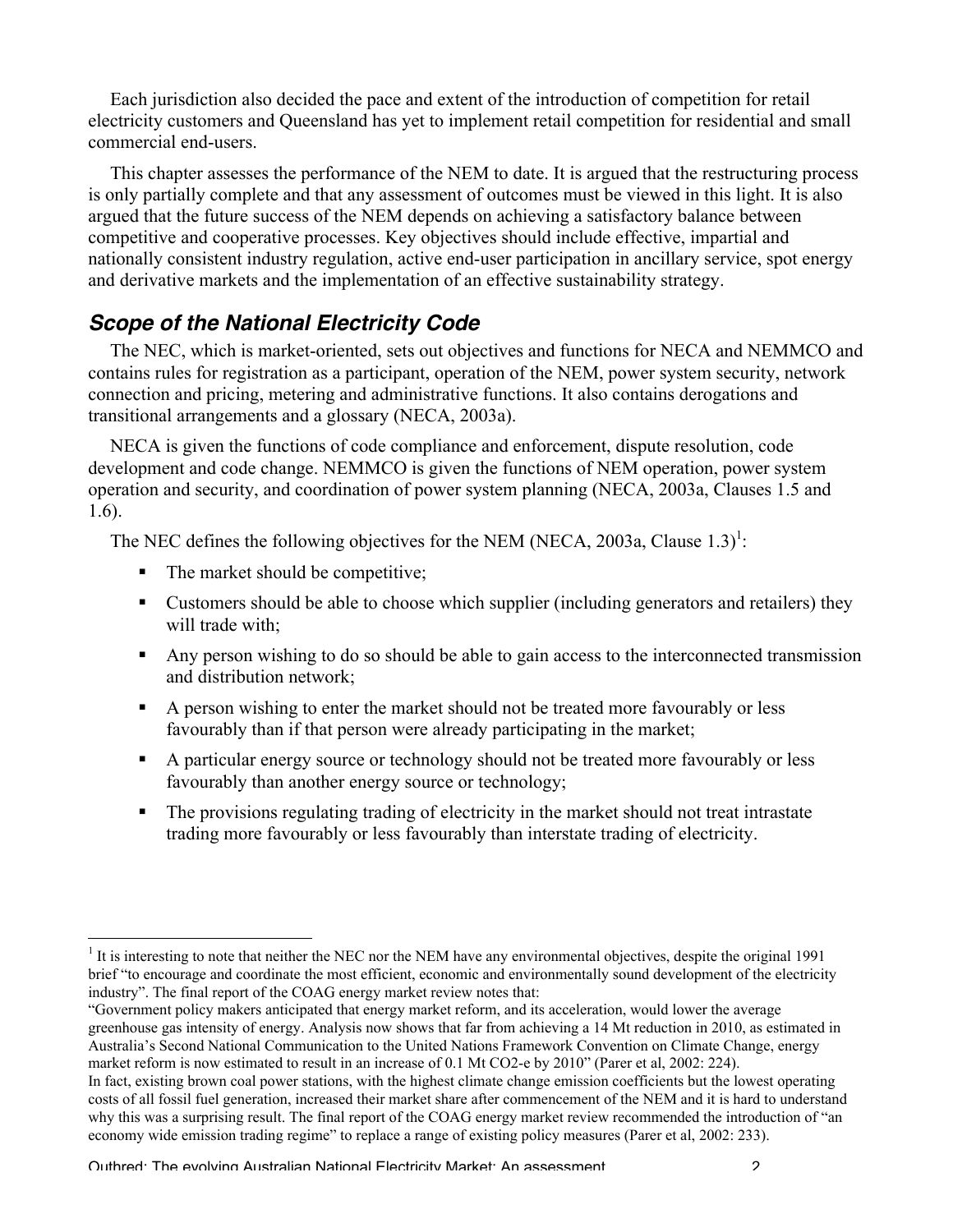Each jurisdiction also decided the pace and extent of the introduction of competition for retail electricity customers and Queensland has yet to implement retail competition for residential and small commercial end-users.

This chapter assesses the performance of the NEM to date. It is argued that the restructuring process is only partially complete and that any assessment of outcomes must be viewed in this light. It is also argued that the future success of the NEM depends on achieving a satisfactory balance between competitive and cooperative processes. Key objectives should include effective, impartial and nationally consistent industry regulation, active end-user participation in ancillary service, spot energy and derivative markets and the implementation of an effective sustainability strategy.

## *Scope of the National Electricity Code*

The NEC, which is market-oriented, sets out objectives and functions for NECA and NEMMCO and contains rules for registration as a participant, operation of the NEM, power system security, network connection and pricing, metering and administrative functions. It also contains derogations and transitional arrangements and a glossary (NECA, 2003a).

NECA is given the functions of code compliance and enforcement, dispute resolution, code development and code change. NEMMCO is given the functions of NEM operation, power system operation and security, and coordination of power system planning (NECA, 2003a, Clauses 1.5 and 1.6).

The NEC defines the following objectives for the NEM (NECA, 2003a, Clause 1.3)[1]:

- The market should be competitive;
- Customers should be able to choose which supplier (including generators and retailers) they will trade with;
- Any person wishing to do so should be able to gain access to the interconnected transmission and distribution network;
- A person wishing to enter the market should not be treated more favourably or less favourably than if that person were already participating in the market;
- A particular energy source or technology should not be treated more favourably or less favourably than another energy source or technology;
- The provisions regulating trading of electricity in the market should not treat intrastate trading more favourably or less favourably than interstate trading of electricity.

---

[1] It is interesting to note that neither the NEC nor the NEM have any environmental objectives, despite the original 1991 brief "to encourage and coordinate the most efficient, economic and environmentally sound development of the electricity industry". The final report of the COAG energy market review notes that:

"Government policy makers anticipated that energy market reform, and its acceleration, would lower the average greenhouse gas intensity of energy. Analysis now shows that far from achieving a 14 Mt reduction in 2010, as estimated in Australia's Second National Communication to the United Nations Framework Convention on Climate Change, energy market reform is now estimated to result in an increase of 0.1 Mt CO2-e by 2010" (Parer et al, 2002: 224).

In fact, existing brown coal power stations, with the highest climate change emission coefficients but the lowest operating costs of all fossil fuel generation, increased their market share after commencement of the NEM and it is hard to understand why this was a surprising result. The final report of the COAG energy market review recommended the introduction of "an economy wide emission trading regime" to replace a range of existing policy measures (Parer et al, 2002: 233).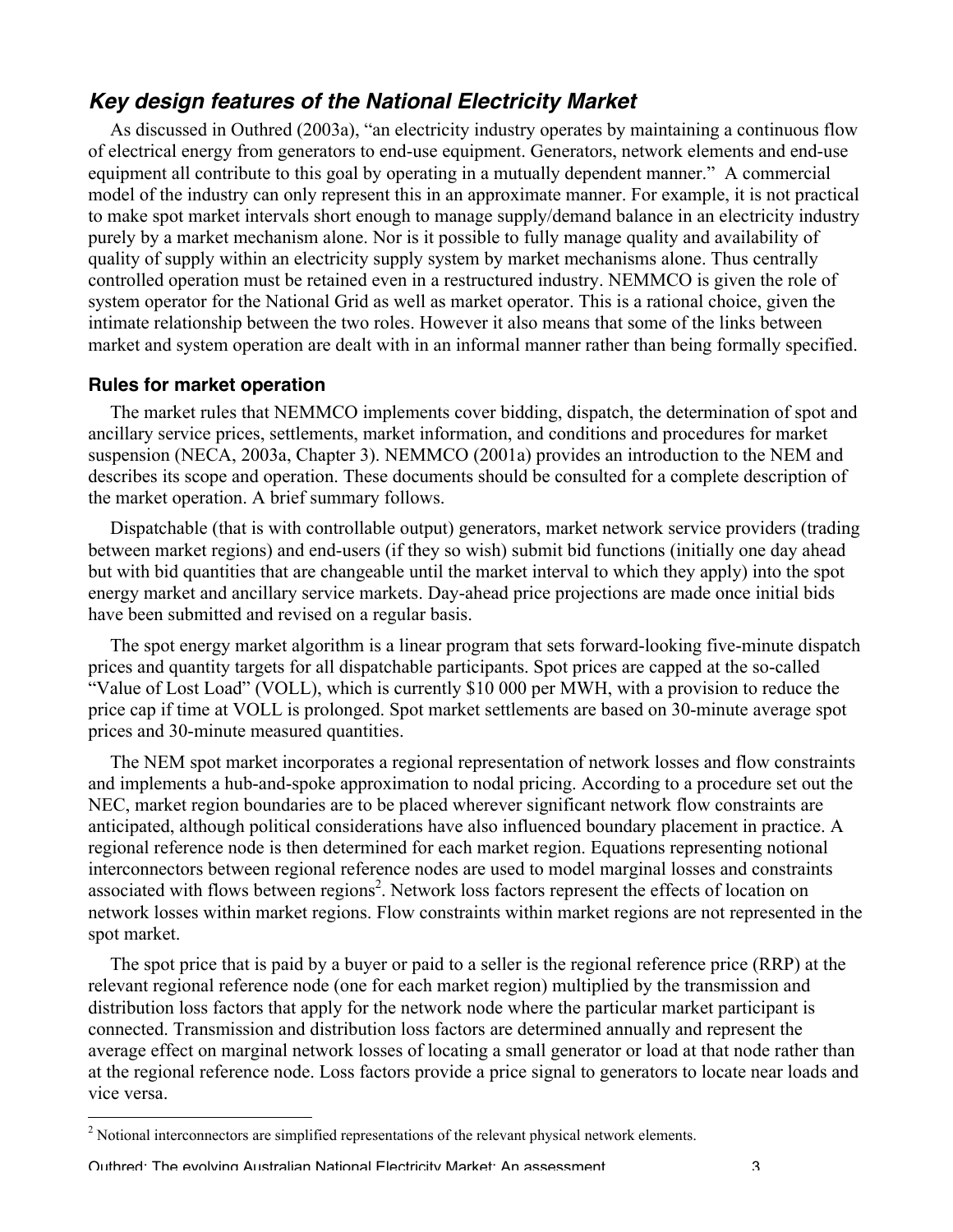## *Key design features of the National Electricity Market*

As discussed in Outhred (2003a), "an electricity industry operates by maintaining a continuous flow of electrical energy from generators to end-use equipment. Generators, network elements and end-use equipment all contribute to this goal by operating in a mutually dependent manner." A commercial model of the industry can only represent this in an approximate manner. For example, it is not practical to make spot market intervals short enough to manage supply/demand balance in an electricity industry purely by a market mechanism alone. Nor is it possible to fully manage quality and availability of quality of supply within an electricity supply system by market mechanisms alone. Thus centrally controlled operation must be retained even in a restructured industry. NEMMCO is given the role of system operator for the National Grid as well as market operator. This is a rational choice, given the intimate relationship between the two roles. However it also means that some of the links between market and system operation are dealt with in an informal manner rather than being formally specified.

### Rules for market operation

The market rules that NEMMCO implements cover bidding, dispatch, the determination of spot and ancillary service prices, settlements, market information, and conditions and procedures for market suspension (NECA, 2003a, Chapter 3). NEMMCO (2001a) provides an introduction to the NEM and describes its scope and operation. These documents should be consulted for a complete description of the market operation. A brief summary follows.

Dispatchable (that is with controllable output) generators, market network service providers (trading between market regions) and end-users (if they so wish) submit bid functions (initially one day ahead but with bid quantities that are changeable until the market interval to which they apply) into the spot energy market and ancillary service markets. Day-ahead price projections are made once initial bids have been submitted and revised on a regular basis.

The spot energy market algorithm is a linear program that sets forward-looking five-minute dispatch prices and quantity targets for all dispatchable participants. Spot prices are capped at the so-called "Value of Lost Load" (VOLL), which is currently $10 000 per MWH, with a provision to reduce the price cap if time at VOLL is prolonged. Spot market settlements are based on 30-minute average spot prices and 30-minute measured quantities.

The NEM spot market incorporates a regional representation of network losses and flow constraints and implements a hub-and-spoke approximation to nodal pricing. According to a procedure set out the NEC, market region boundaries are to be placed wherever significant network flow constraints are anticipated, although political considerations have also influenced boundary placement in practice. A regional reference node is then determined for each market region. Equations representing notional interconnectors between regional reference nodes are used to model marginal losses and constraints associated with flows between regions[2]. Network loss factors represent the effects of location on network losses within market regions. Flow constraints within market regions are not represented in the spot market.

The spot price that is paid by a buyer or paid to a seller is the regional reference price (RRP) at the relevant regional reference node (one for each market region) multiplied by the transmission and distribution loss factors that apply for the network node where the particular market participant is connected. Transmission and distribution loss factors are determined annually and represent the average effect on marginal network losses of locating a small generator or load at that node rather than at the regional reference node. Loss factors provide a price signal to generators to locate near loads and vice versa.

---

[2] Notional interconnectors are simplified representations of the relevant physical network elements.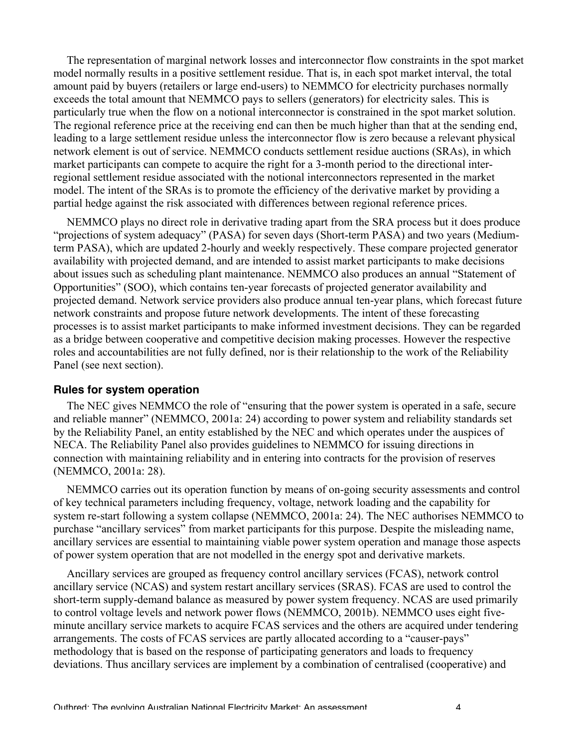The representation of marginal network losses and interconnector flow constraints in the spot market model normally results in a positive settlement residue. That is, in each spot market interval, the total amount paid by buyers (retailers or large end-users) to NEMMCO for electricity purchases normally exceeds the total amount that NEMMCO pays to sellers (generators) for electricity sales. This is particularly true when the flow on a notional interconnector is constrained in the spot market solution. The regional reference price at the receiving end can then be much higher than that at the sending end, leading to a large settlement residue unless the interconnector flow is zero because a relevant physical network element is out of service. NEMMCO conducts settlement residue auctions (SRAs), in which market participants can compete to acquire the right for a 3-month period to the directional inter-regional settlement residue associated with the notional interconnectors represented in the market model. The intent of the SRAs is to promote the efficiency of the derivative market by providing a partial hedge against the risk associated with differences between regional reference prices.

NEMMCO plays no direct role in derivative trading apart from the SRA process but it does produce "projections of system adequacy" (PASA) for seven days (Short-term PASA) and two years (Medium-term PASA), which are updated 2-hourly and weekly respectively. These compare projected generator availability with projected demand, and are intended to assist market participants to make decisions about issues such as scheduling plant maintenance. NEMMCO also produces an annual "Statement of Opportunities" (SOO), which contains ten-year forecasts of projected generator availability and projected demand. Network service providers also produce annual ten-year plans, which forecast future network constraints and propose future network developments. The intent of these forecasting processes is to assist market participants to make informed investment decisions. They can be regarded as a bridge between cooperative and competitive decision making processes. However the respective roles and accountabilities are not fully defined, nor is their relationship to the work of the Reliability Panel (see next section).

### Rules for system operation

The NEC gives NEMMCO the role of "ensuring that the power system is operated in a safe, secure and reliable manner" (NEMMCO, 2001a: 24) according to power system and reliability standards set by the Reliability Panel, an entity established by the NEC and which operates under the auspices of NECA. The Reliability Panel also provides guidelines to NEMMCO for issuing directions in connection with maintaining reliability and in entering into contracts for the provision of reserves (NEMMCO, 2001a: 28).

NEMMCO carries out its operation function by means of on-going security assessments and control of key technical parameters including frequency, voltage, network loading and the capability for system re-start following a system collapse (NEMMCO, 2001a: 24). The NEC authorises NEMMCO to purchase "ancillary services" from market participants for this purpose. Despite the misleading name, ancillary services are essential to maintaining viable power system operation and manage those aspects of power system operation that are not modelled in the energy spot and derivative markets.

Ancillary services are grouped as frequency control ancillary services (FCAS), network control ancillary service (NCAS) and system restart ancillary services (SRAS). FCAS are used to control the short-term supply-demand balance as measured by power system frequency. NCAS are used primarily to control voltage levels and network power flows (NEMMCO, 2001b). NEMMCO uses eight five-minute ancillary service markets to acquire FCAS services and the others are acquired under tendering arrangements. The costs of FCAS services are partly allocated according to a "causer-pays" methodology that is based on the response of participating generators and loads to frequency deviations. Thus ancillary services are implement by a combination of centralised (cooperative) and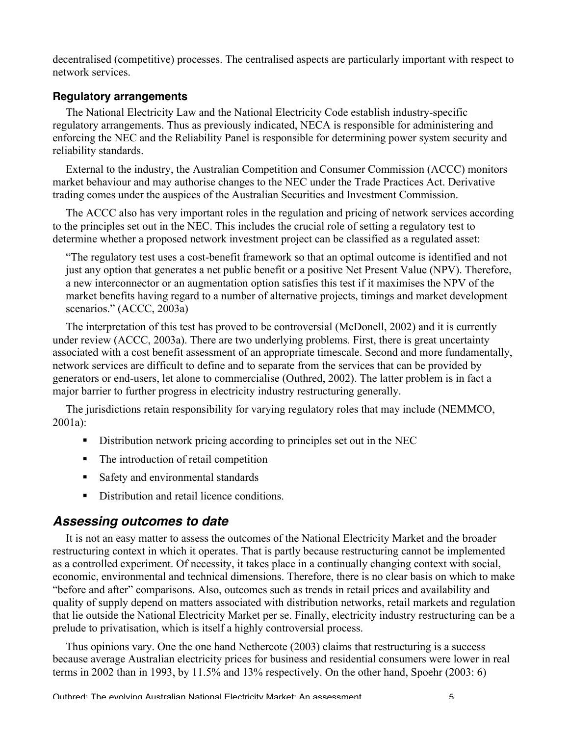decentralised (competitive) processes. The centralised aspects are particularly important with respect to network services.

### Regulatory arrangements

The National Electricity Law and the National Electricity Code establish industry-specific regulatory arrangements. Thus as previously indicated, NECA is responsible for administering and enforcing the NEC and the Reliability Panel is responsible for determining power system security and reliability standards.

External to the industry, the Australian Competition and Consumer Commission (ACCC) monitors market behaviour and may authorise changes to the NEC under the Trade Practices Act. Derivative trading comes under the auspices of the Australian Securities and Investment Commission.

The ACCC also has very important roles in the regulation and pricing of network services according to the principles set out in the NEC. This includes the crucial role of setting a regulatory test to determine whether a proposed network investment project can be classified as a regulated asset:

> "The regulatory test uses a cost-benefit framework so that an optimal outcome is identified and not just any option that generates a net public benefit or a positive Net Present Value (NPV). Therefore, a new interconnector or an augmentation option satisfies this test if it maximises the NPV of the market benefits having regard to a number of alternative projects, timings and market development scenarios." (ACCC, 2003a)

The interpretation of this test has proved to be controversial (McDonell, 2002) and it is currently under review (ACCC, 2003a). There are two underlying problems. First, there is great uncertainty associated with a cost benefit assessment of an appropriate timescale. Second and more fundamentally, network services are difficult to define and to separate from the services that can be provided by generators or end-users, let alone to commercialise (Outhred, 2002). The latter problem is in fact a major barrier to further progress in electricity industry restructuring generally.

The jurisdictions retain responsibility for varying regulatory roles that may include (NEMMCO, 2001a):

- Distribution network pricing according to principles set out in the NEC
- The introduction of retail competition
- Safety and environmental standards
- Distribution and retail licence conditions.

## *Assessing outcomes to date*

It is not an easy matter to assess the outcomes of the National Electricity Market and the broader restructuring context in which it operates. That is partly because restructuring cannot be implemented as a controlled experiment. Of necessity, it takes place in a continually changing context with social, economic, environmental and technical dimensions. Therefore, there is no clear basis on which to make "before and after" comparisons. Also, outcomes such as trends in retail prices and availability and quality of supply depend on matters associated with distribution networks, retail markets and regulation that lie outside the National Electricity Market per se. Finally, electricity industry restructuring can be a prelude to privatisation, which is itself a highly controversial process.

Thus opinions vary. One the one hand Nethercote (2003) claims that restructuring is a success because average Australian electricity prices for business and residential consumers were lower in real terms in 2002 than in 1993, by 11.5% and 13% respectively. On the other hand, Spoehr (2003: 6)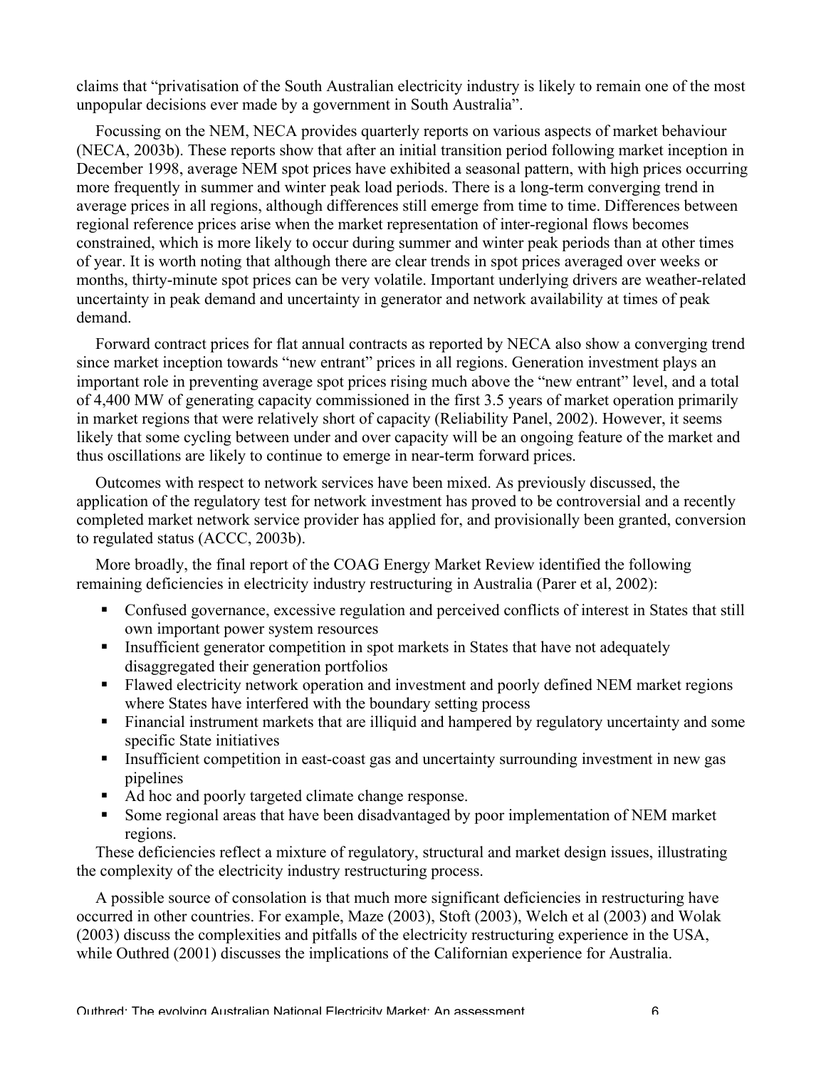claims that "privatisation of the South Australian electricity industry is likely to remain one of the most unpopular decisions ever made by a government in South Australia".

Focussing on the NEM, NECA provides quarterly reports on various aspects of market behaviour (NECA, 2003b). These reports show that after an initial transition period following market inception in December 1998, average NEM spot prices have exhibited a seasonal pattern, with high prices occurring more frequently in summer and winter peak load periods. There is a long-term converging trend in average prices in all regions, although differences still emerge from time to time. Differences between regional reference prices arise when the market representation of inter-regional flows becomes constrained, which is more likely to occur during summer and winter peak periods than at other times of year. It is worth noting that although there are clear trends in spot prices averaged over weeks or months, thirty-minute spot prices can be very volatile. Important underlying drivers are weather-related uncertainty in peak demand and uncertainty in generator and network availability at times of peak demand.

Forward contract prices for flat annual contracts as reported by NECA also show a converging trend since market inception towards "new entrant" prices in all regions. Generation investment plays an important role in preventing average spot prices rising much above the "new entrant" level, and a total of 4,400 MW of generating capacity commissioned in the first 3.5 years of market operation primarily in market regions that were relatively short of capacity (Reliability Panel, 2002). However, it seems likely that some cycling between under and over capacity will be an ongoing feature of the market and thus oscillations are likely to continue to emerge in near-term forward prices.

Outcomes with respect to network services have been mixed. As previously discussed, the application of the regulatory test for network investment has proved to be controversial and a recently completed market network service provider has applied for, and provisionally been granted, conversion to regulated status (ACCC, 2003b).

More broadly, the final report of the COAG Energy Market Review identified the following remaining deficiencies in electricity industry restructuring in Australia (Parer et al, 2002):

- Confused governance, excessive regulation and perceived conflicts of interest in States that still own important power system resources
- Insufficient generator competition in spot markets in States that have not adequately disaggregated their generation portfolios
- Flawed electricity network operation and investment and poorly defined NEM market regions where States have interfered with the boundary setting process
- Financial instrument markets that are illiquid and hampered by regulatory uncertainty and some specific State initiatives
- Insufficient competition in east-coast gas and uncertainty surrounding investment in new gas pipelines
- Ad hoc and poorly targeted climate change response.
- Some regional areas that have been disadvantaged by poor implementation of NEM market regions.

These deficiencies reflect a mixture of regulatory, structural and market design issues, illustrating the complexity of the electricity industry restructuring process.

A possible source of consolation is that much more significant deficiencies in restructuring have occurred in other countries. For example, Maze (2003), Stoft (2003), Welch et al (2003) and Wolak (2003) discuss the complexities and pitfalls of the electricity restructuring experience in the USA, while Outhred (2001) discusses the implications of the Californian experience for Australia.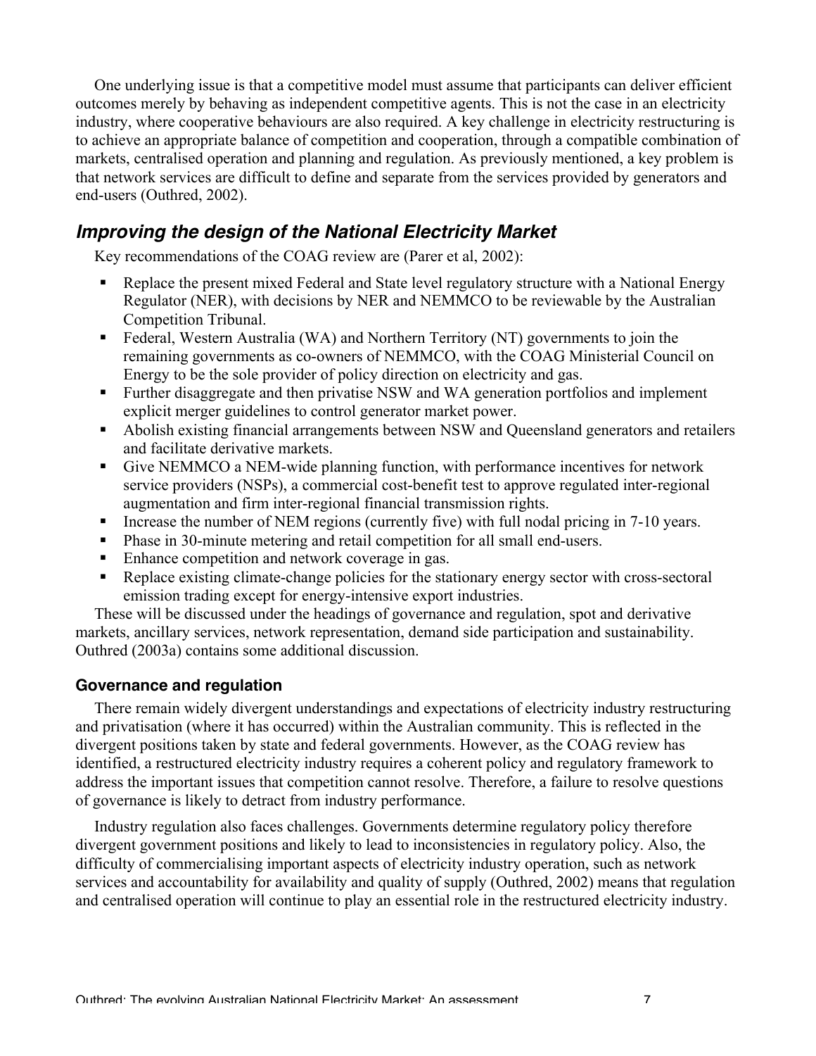One underlying issue is that a competitive model must assume that participants can deliver efficient outcomes merely by behaving as independent competitive agents. This is not the case in an electricity industry, where cooperative behaviours are also required. A key challenge in electricity restructuring is to achieve an appropriate balance of competition and cooperation, through a compatible combination of markets, centralised operation and planning and regulation. As previously mentioned, a key problem is that network services are difficult to define and separate from the services provided by generators and end-users (Outhred, 2002).

## *Improving the design of the National Electricity Market*

Key recommendations of the COAG review are (Parer et al, 2002):

- Replace the present mixed Federal and State level regulatory structure with a National Energy Regulator (NER), with decisions by NER and NEMMCO to be reviewable by the Australian Competition Tribunal.
- Federal, Western Australia (WA) and Northern Territory (NT) governments to join the remaining governments as co-owners of NEMMCO, with the COAG Ministerial Council on Energy to be the sole provider of policy direction on electricity and gas.
- Further disaggregate and then privatise NSW and WA generation portfolios and implement explicit merger guidelines to control generator market power.
- Abolish existing financial arrangements between NSW and Queensland generators and retailers and facilitate derivative markets.
- Give NEMMCO a NEM-wide planning function, with performance incentives for network service providers (NSPs), a commercial cost-benefit test to approve regulated inter-regional augmentation and firm inter-regional financial transmission rights.
- Increase the number of NEM regions (currently five) with full nodal pricing in 7-10 years.
- Phase in 30-minute metering and retail competition for all small end-users.
- Enhance competition and network coverage in gas.
- Replace existing climate-change policies for the stationary energy sector with cross-sectoral emission trading except for energy-intensive export industries.

These will be discussed under the headings of governance and regulation, spot and derivative markets, ancillary services, network representation, demand side participation and sustainability. Outhred (2003a) contains some additional discussion.

### Governance and regulation

There remain widely divergent understandings and expectations of electricity industry restructuring and privatisation (where it has occurred) within the Australian community. This is reflected in the divergent positions taken by state and federal governments. However, as the COAG review has identified, a restructured electricity industry requires a coherent policy and regulatory framework to address the important issues that competition cannot resolve. Therefore, a failure to resolve questions of governance is likely to detract from industry performance.

Industry regulation also faces challenges. Governments determine regulatory policy therefore divergent government positions and likely to lead to inconsistencies in regulatory policy. Also, the difficulty of commercialising important aspects of electricity industry operation, such as network services and accountability for availability and quality of supply (Outhred, 2002) means that regulation and centralised operation will continue to play an essential role in the restructured electricity industry.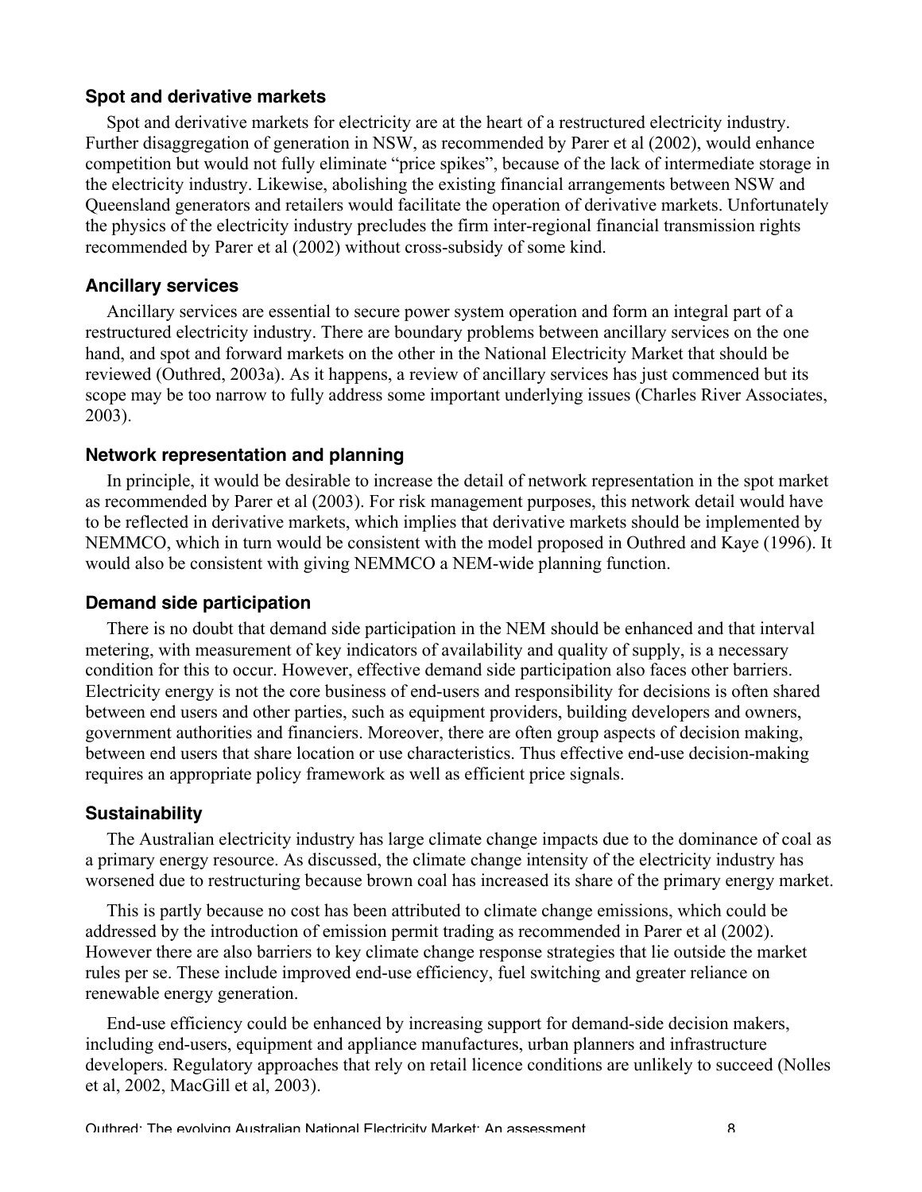### Spot and derivative markets

Spot and derivative markets for electricity are at the heart of a restructured electricity industry. Further disaggregation of generation in NSW, as recommended by Parer et al (2002), would enhance competition but would not fully eliminate "price spikes", because of the lack of intermediate storage in the electricity industry. Likewise, abolishing the existing financial arrangements between NSW and Queensland generators and retailers would facilitate the operation of derivative markets. Unfortunately the physics of the electricity industry precludes the firm inter-regional financial transmission rights recommended by Parer et al (2002) without cross-subsidy of some kind.

### Ancillary services

Ancillary services are essential to secure power system operation and form an integral part of a restructured electricity industry. There are boundary problems between ancillary services on the one hand, and spot and forward markets on the other in the National Electricity Market that should be reviewed (Outhred, 2003a). As it happens, a review of ancillary services has just commenced but its scope may be too narrow to fully address some important underlying issues (Charles River Associates, 2003).

### Network representation and planning

In principle, it would be desirable to increase the detail of network representation in the spot market as recommended by Parer et al (2003). For risk management purposes, this network detail would have to be reflected in derivative markets, which implies that derivative markets should be implemented by NEMMCO, which in turn would be consistent with the model proposed in Outhred and Kaye (1996). It would also be consistent with giving NEMMCO a NEM-wide planning function.

### Demand side participation

There is no doubt that demand side participation in the NEM should be enhanced and that interval metering, with measurement of key indicators of availability and quality of supply, is a necessary condition for this to occur. However, effective demand side participation also faces other barriers. Electricity energy is not the core business of end-users and responsibility for decisions is often shared between end users and other parties, such as equipment providers, building developers and owners, government authorities and financiers. Moreover, there are often group aspects of decision making, between end users that share location or use characteristics. Thus effective end-use decision-making requires an appropriate policy framework as well as efficient price signals.

### Sustainability

The Australian electricity industry has large climate change impacts due to the dominance of coal as a primary energy resource. As discussed, the climate change intensity of the electricity industry has worsened due to restructuring because brown coal has increased its share of the primary energy market.

This is partly because no cost has been attributed to climate change emissions, which could be addressed by the introduction of emission permit trading as recommended in Parer et al (2002). However there are also barriers to key climate change response strategies that lie outside the market rules per se. These include improved end-use efficiency, fuel switching and greater reliance on renewable energy generation.

End-use efficiency could be enhanced by increasing support for demand-side decision makers, including end-users, equipment and appliance manufactures, urban planners and infrastructure developers. Regulatory approaches that rely on retail licence conditions are unlikely to succeed (Nolles et al, 2002, MacGill et al, 2003).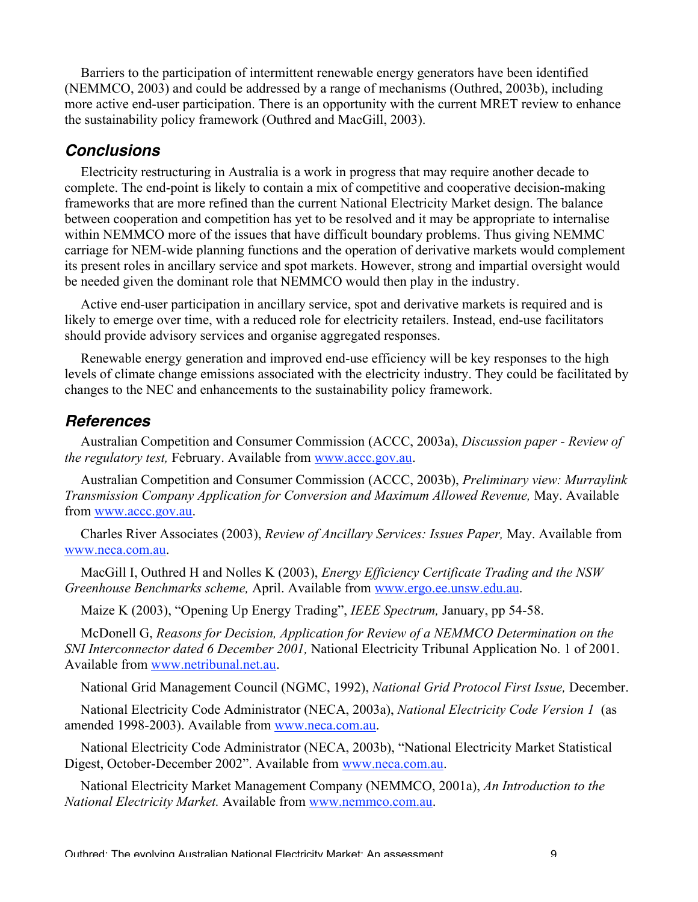Barriers to the participation of intermittent renewable energy generators have been identified (NEMMCO, 2003) and could be addressed by a range of mechanisms (Outhred, 2003b), including more active end-user participation. There is an opportunity with the current MRET review to enhance the sustainability policy framework (Outhred and MacGill, 2003).

## Conclusions

Electricity restructuring in Australia is a work in progress that may require another decade to complete. The end-point is likely to contain a mix of competitive and cooperative decision-making frameworks that are more refined than the current National Electricity Market design. The balance between cooperation and competition has yet to be resolved and it may be appropriate to internalise within NEMMCO more of the issues that have difficult boundary problems. Thus giving NEMMC carriage for NEM-wide planning functions and the operation of derivative markets would complement its present roles in ancillary service and spot markets. However, strong and impartial oversight would be needed given the dominant role that NEMMCO would then play in the industry.

Active end-user participation in ancillary service, spot and derivative markets is required and is likely to emerge over time, with a reduced role for electricity retailers. Instead, end-use facilitators should provide advisory services and organise aggregated responses.

Renewable energy generation and improved end-use efficiency will be key responses to the high levels of climate change emissions associated with the electricity industry. They could be facilitated by changes to the NEC and enhancements to the sustainability policy framework.

## References

Australian Competition and Consumer Commission (ACCC, 2003a), *Discussion paper - Review of the regulatory test,* February. Available from www.accc.gov.au.

Australian Competition and Consumer Commission (ACCC, 2003b), *Preliminary view: Murraylink Transmission Company Application for Conversion and Maximum Allowed Revenue,* May. Available from www.accc.gov.au.

Charles River Associates (2003), *Review of Ancillary Services: Issues Paper,* May. Available from www.neca.com.au.

MacGill I, Outhred H and Nolles K (2003), *Energy Efficiency Certificate Trading and the NSW Greenhouse Benchmarks scheme,* April. Available from www.ergo.ee.unsw.edu.au.

Maize K (2003), "Opening Up Energy Trading", *IEEE Spectrum,* January, pp 54-58.

McDonell G, *Reasons for Decision, Application for Review of a NEMMCO Determination on the SNI Interconnector dated 6 December 2001,* National Electricity Tribunal Application No. 1 of 2001. Available from www.netribunal.net.au.

National Grid Management Council (NGMC, 1992), *National Grid Protocol First Issue,* December.

National Electricity Code Administrator (NECA, 2003a), *National Electricity Code Version 1* (as amended 1998-2003). Available from www.neca.com.au.

National Electricity Code Administrator (NECA, 2003b), "National Electricity Market Statistical Digest, October-December 2002". Available from www.neca.com.au.

National Electricity Market Management Company (NEMMCO, 2001a), *An Introduction to the National Electricity Market.* Available from www.nemmco.com.au.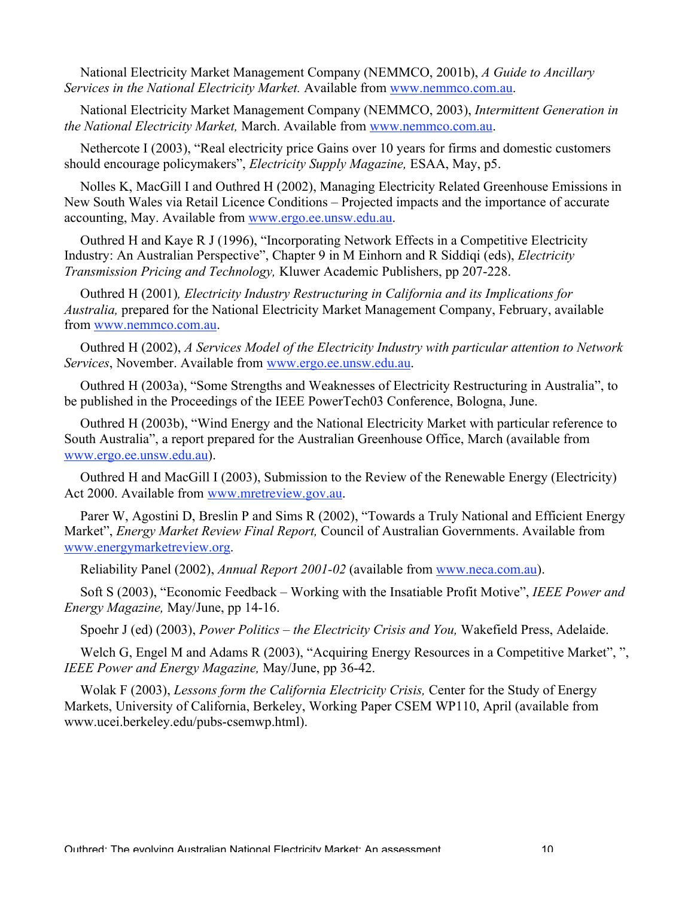National Electricity Market Management Company (NEMMCO, 2001b), *A Guide to Ancillary Services in the National Electricity Market.* Available from www.nemmco.com.au.

National Electricity Market Management Company (NEMMCO, 2003), *Intermittent Generation in the National Electricity Market,* March. Available from www.nemmco.com.au.

Nethercote I (2003), "Real electricity price Gains over 10 years for firms and domestic customers should encourage policymakers", *Electricity Supply Magazine,* ESAA, May, p5.

Nolles K, MacGill I and Outhred H (2002), Managing Electricity Related Greenhouse Emissions in New South Wales via Retail Licence Conditions – Projected impacts and the importance of accurate accounting, May. Available from www.ergo.ee.unsw.edu.au.

Outhred H and Kaye R J (1996), "Incorporating Network Effects in a Competitive Electricity Industry: An Australian Perspective", Chapter 9 in M Einhorn and R Siddiqi (eds), *Electricity Transmission Pricing and Technology,* Kluwer Academic Publishers, pp 207-228.

Outhred H (2001)*, Electricity Industry Restructuring in California and its Implications for Australia,* prepared for the National Electricity Market Management Company, February, available from www.nemmco.com.au.

Outhred H (2002), *A Services Model of the Electricity Industry with particular attention to Network Services*, November. Available from www.ergo.ee.unsw.edu.au.

Outhred H (2003a), "Some Strengths and Weaknesses of Electricity Restructuring in Australia", to be published in the Proceedings of the IEEE PowerTech03 Conference, Bologna, June.

Outhred H (2003b), "Wind Energy and the National Electricity Market with particular reference to South Australia", a report prepared for the Australian Greenhouse Office, March (available from www.ergo.ee.unsw.edu.au).

Outhred H and MacGill I (2003), Submission to the Review of the Renewable Energy (Electricity) Act 2000. Available from www.mretreview.gov.au.

Parer W, Agostini D, Breslin P and Sims R (2002), "Towards a Truly National and Efficient Energy Market", *Energy Market Review Final Report,* Council of Australian Governments. Available from www.energymarketreview.org.

Reliability Panel (2002), *Annual Report 2001-02* (available from www.neca.com.au).

Soft S (2003), "Economic Feedback – Working with the Insatiable Profit Motive", *IEEE Power and Energy Magazine,* May/June, pp 14-16.

Spoehr J (ed) (2003), *Power Politics – the Electricity Crisis and You,* Wakefield Press, Adelaide.

Welch G, Engel M and Adams R (2003), "Acquiring Energy Resources in a Competitive Market", ", *IEEE Power and Energy Magazine,* May/June, pp 36-42.

Wolak F (2003), *Lessons form the California Electricity Crisis,* Center for the Study of Energy Markets, University of California, Berkeley, Working Paper CSEM WP110, April (available from www.ucei.berkeley.edu/pubs-csemwp.html).